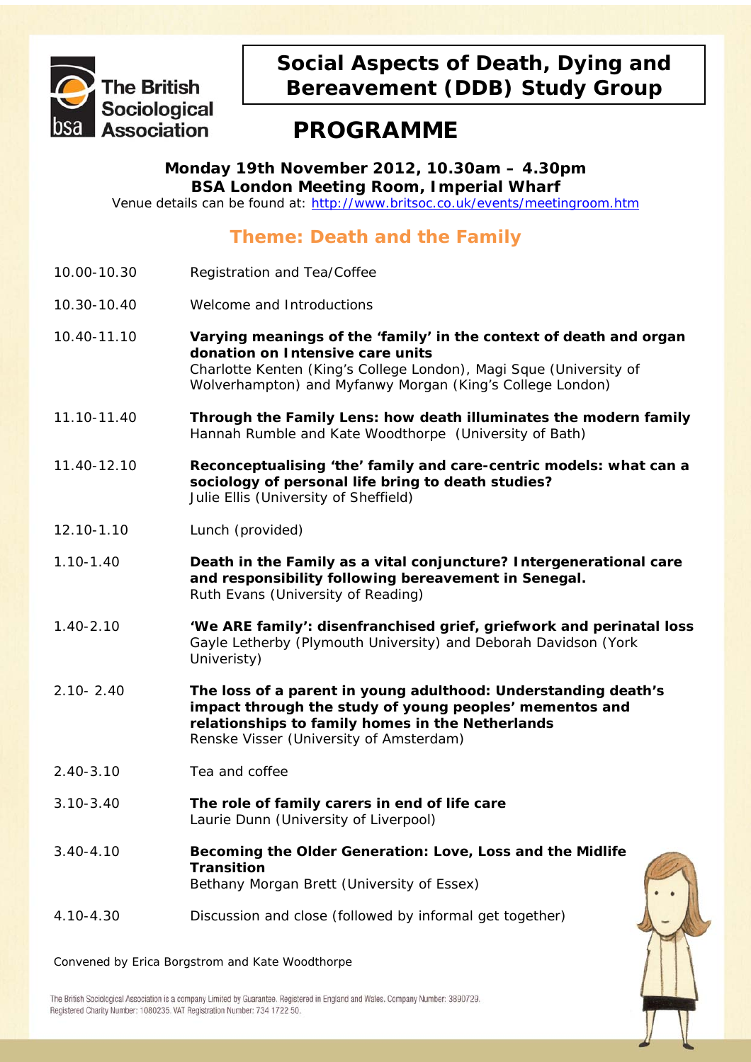The British Sociological Association

# Social Aspects of Death, Dying and Bereavement (DDB) Study Group

# PROGRAMME

**Monday 19th November 2012, 10.30am – 4.30pm**
**BSA London Meeting Room, Imperial Wharf**
Venue details can be found at: http://www.britsoc.co.uk/events/meetingroom.htm

## Theme: Death and the Family

| | |
|---|---|
| 10.00-10.30 | Registration and Tea/Coffee |
| 10.30-10.40 | Welcome and Introductions |
| 10.40-11.10 | **Varying meanings of the 'family' in the context of death and organ donation on Intensive care units**<br>Charlotte Kenten (King's College London), Magi Sque (University of Wolverhampton) and Myfanwy Morgan (King's College London) |
| 11.10-11.40 | **Through the Family Lens: how death illuminates the modern family**<br>Hannah Rumble and Kate Woodthorpe (University of Bath) |
| 11.40-12.10 | **Reconceptualising 'the' family and care-centric models: what can a sociology of personal life bring to death studies?**<br>Julie Ellis (University of Sheffield) |
| 12.10-1.10 | Lunch (provided) |
| 1.10-1.40 | **Death in the Family as a vital conjuncture? Intergenerational care and responsibility following bereavement in Senegal.**<br>Ruth Evans (University of Reading) |
| 1.40-2.10 | **'We ARE family': disenfranchised grief, griefwork and perinatal loss**<br>Gayle Letherby (Plymouth University) and Deborah Davidson (York Univeristy) |
| 2.10- 2.40 | **The loss of a parent in young adulthood: Understanding death's impact through the study of young peoples' mementos and relationships to family homes in the Netherlands**<br>Renske Visser (University of Amsterdam) |
| 2.40-3.10 | Tea and coffee |
| 3.10-3.40 | **The role of family carers in end of life care**<br>Laurie Dunn (University of Liverpool) |
| 3.40-4.10 | **Becoming the Older Generation: Love, Loss and the Midlife Transition**<br>Bethany Morgan Brett (University of Essex) |
| 4.10-4.30 | Discussion and close (followed by informal get together) |

Convened by Erica Borgstrom and Kate Woodthorpe

The British Sociological Association is a company Limited by Guarantee. Registered in England and Wales. Company Number: 3890729. Registered Charity Number: 1080235. VAT Registration Number: 734 1722 50.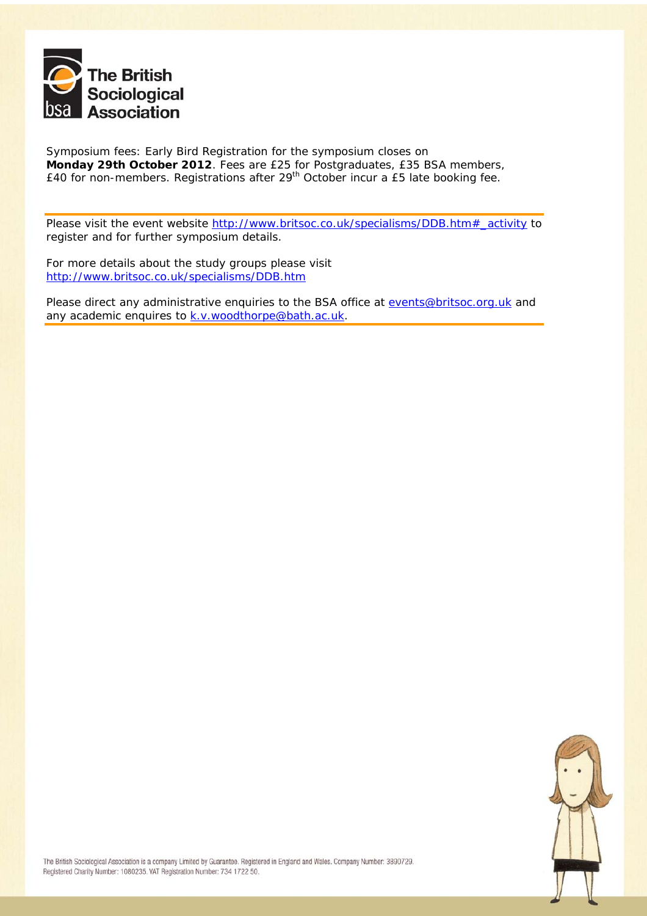Symposium fees: Early Bird Registration for the symposium closes on **Monday 29th October 2012**. Fees are £25 for Postgraduates, £35 BSA members, £40 for non-members. Registrations after 29th October incur a £5 late booking fee.

Please visit the event website http://www.britsoc.co.uk/specialisms/DDB.htm#_activity to register and for further symposium details.

For more details about the study groups please visit http://www.britsoc.co.uk/specialisms/DDB.htm

Please direct any administrative enquiries to the BSA office at events@britsoc.org.uk and any academic enquires to k.v.woodthorpe@bath.ac.uk.

The British Sociological Association is a company Limited by Guarantee. Registered in England and Wales. Company Number: 3890729. Registered Charity Number: 1080235. VAT Registration Number: 734 1722 50.